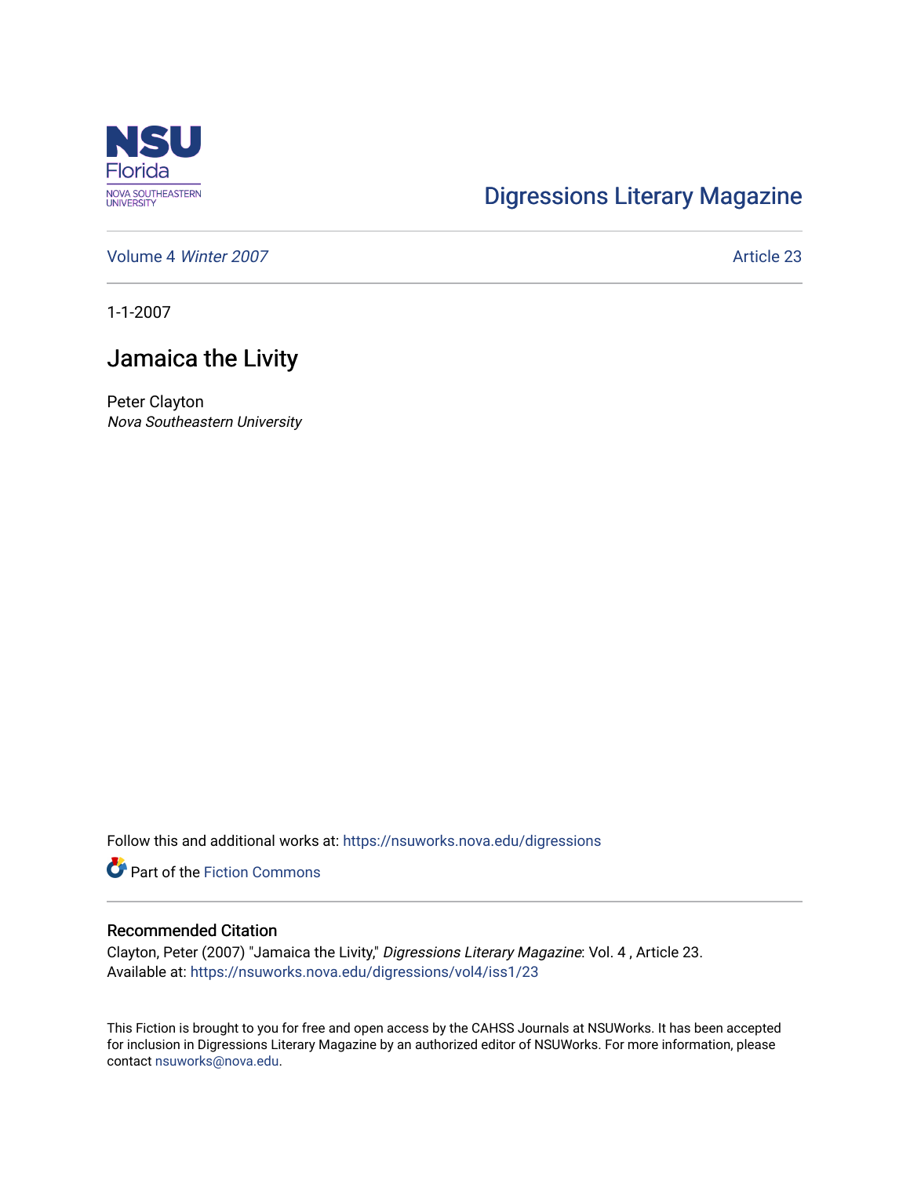NSU Florida
NOVA SOUTHEASTERN UNIVERSITY

Digressions Literary Magazine

Volume 4 *Winter 2007*

Article 23

1-1-2007

# Jamaica the Livity

Peter Clayton
*Nova Southeastern University*

Follow this and additional works at: https://nsuworks.nova.edu/digressions

Part of the Fiction Commons

## Recommended Citation

Clayton, Peter (2007) "Jamaica the Livity," *Digressions Literary Magazine*: Vol. 4 , Article 23.
Available at: https://nsuworks.nova.edu/digressions/vol4/iss1/23

This Fiction is brought to you for free and open access by the CAHSS Journals at NSUWorks. It has been accepted for inclusion in Digressions Literary Magazine by an authorized editor of NSUWorks. For more information, please contact nsuworks@nova.edu.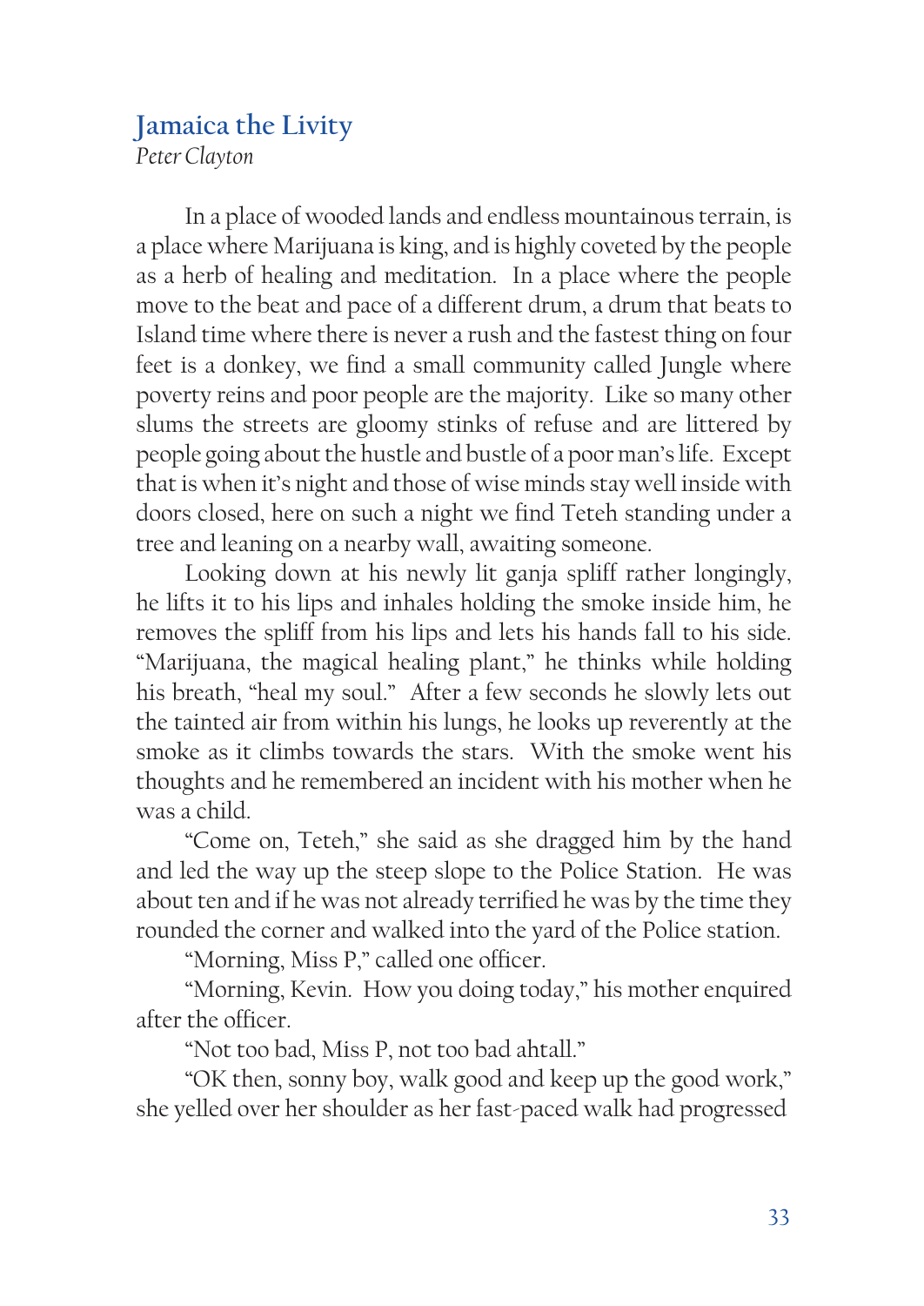## Jamaica the Livity

*Peter Clayton*

In a place of wooded lands and endless mountainous terrain, is a place where Marijuana is king, and is highly coveted by the people as a herb of healing and meditation. In a place where the people move to the beat and pace of a different drum, a drum that beats to Island time where there is never a rush and the fastest thing on four feet is a donkey, we find a small community called Jungle where poverty reins and poor people are the majority. Like so many other slums the streets are gloomy stinks of refuse and are littered by people going about the hustle and bustle of a poor man's life. Except that is when it's night and those of wise minds stay well inside with doors closed, here on such a night we find Teteh standing under a tree and leaning on a nearby wall, awaiting someone.

Looking down at his newly lit ganja spliff rather longingly, he lifts it to his lips and inhales holding the smoke inside him, he removes the spliff from his lips and lets his hands fall to his side. "Marijuana, the magical healing plant," he thinks while holding his breath, "heal my soul." After a few seconds he slowly lets out the tainted air from within his lungs, he looks up reverently at the smoke as it climbs towards the stars. With the smoke went his thoughts and he remembered an incident with his mother when he was a child.

"Come on, Teteh," she said as she dragged him by the hand and led the way up the steep slope to the Police Station. He was about ten and if he was not already terrified he was by the time they rounded the corner and walked into the yard of the Police station.

"Morning, Miss P," called one officer.

"Morning, Kevin. How you doing today," his mother enquired after the officer.

"Not too bad, Miss P, not too bad ahtall."

"OK then, sonny boy, walk good and keep up the good work," she yelled over her shoulder as her fast-paced walk had progressed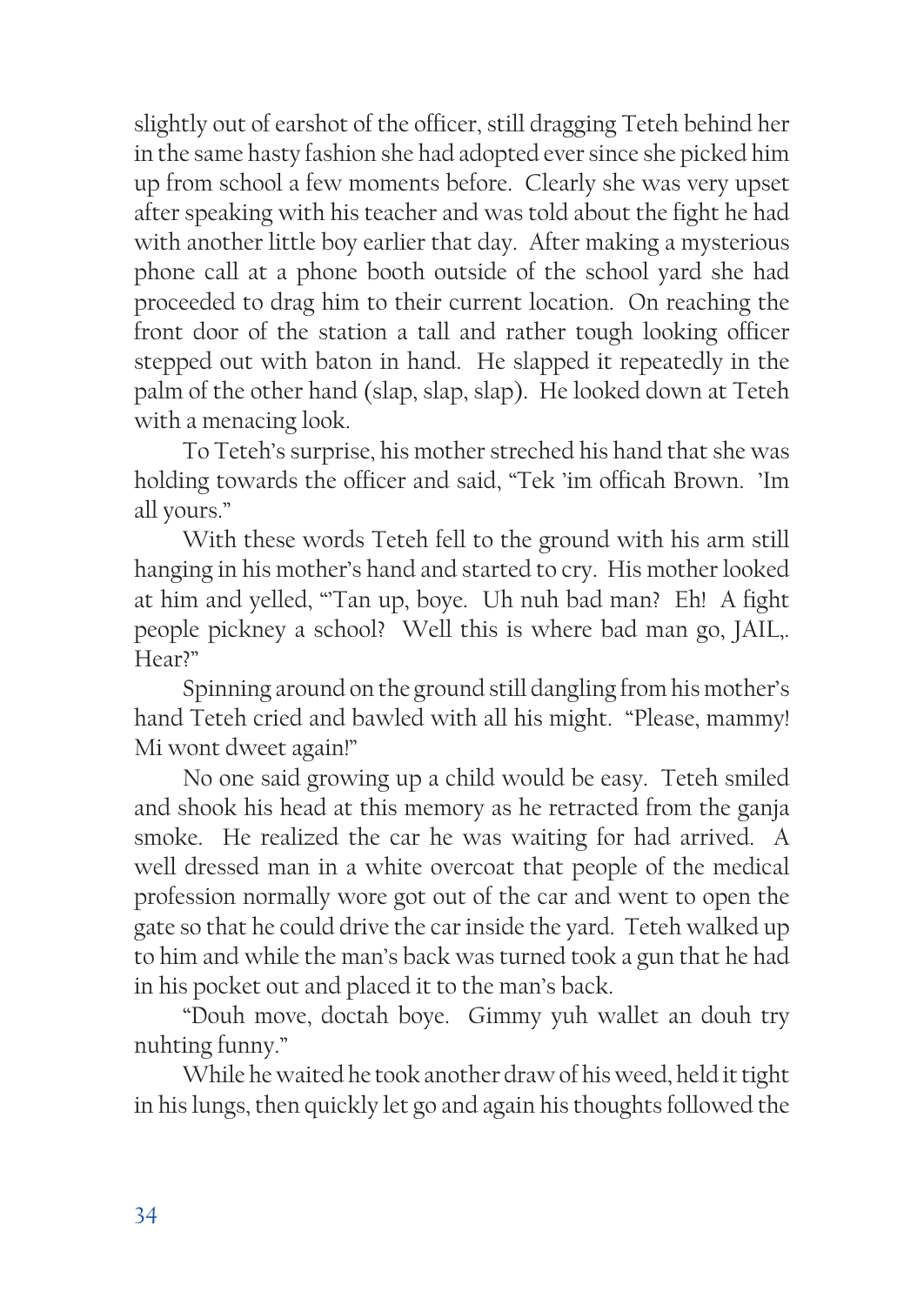slightly out of earshot of the officer, still dragging Teteh behind her in the same hasty fashion she had adopted ever since she picked him up from school a few moments before. Clearly she was very upset after speaking with his teacher and was told about the fight he had with another little boy earlier that day. After making a mysterious phone call at a phone booth outside of the school yard she had proceeded to drag him to their current location. On reaching the front door of the station a tall and rather tough looking officer stepped out with baton in hand. He slapped it repeatedly in the palm of the other hand (slap, slap, slap). He looked down at Teteh with a menacing look.

To Teteh's surprise, his mother streched his hand that she was holding towards the officer and said, "Tek 'im officah Brown. 'Im all yours."

With these words Teteh fell to the ground with his arm still hanging in his mother's hand and started to cry. His mother looked at him and yelled, "'Tan up, boye. Uh nuh bad man? Eh! A fight people pickney a school? Well this is where bad man go, JAIL,. Hear?"

Spinning around on the ground still dangling from his mother's hand Teteh cried and bawled with all his might. "Please, mammy! Mi wont dweet again!"

No one said growing up a child would be easy. Teteh smiled and shook his head at this memory as he retracted from the ganja smoke. He realized the car he was waiting for had arrived. A well dressed man in a white overcoat that people of the medical profession normally wore got out of the car and went to open the gate so that he could drive the car inside the yard. Teteh walked up to him and while the man's back was turned took a gun that he had in his pocket out and placed it to the man's back.

"Douh move, doctah boye. Gimmy yuh wallet an douh try nuhting funny."

While he waited he took another draw of his weed, held it tight in his lungs, then quickly let go and again his thoughts followed the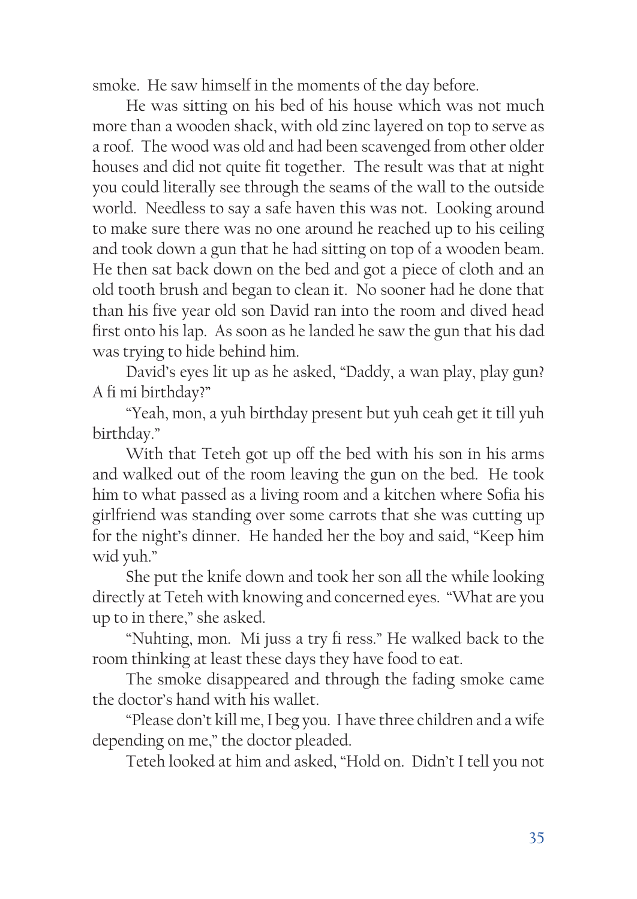smoke. He saw himself in the moments of the day before.

He was sitting on his bed of his house which was not much more than a wooden shack, with old zinc layered on top to serve as a roof. The wood was old and had been scavenged from other older houses and did not quite fit together. The result was that at night you could literally see through the seams of the wall to the outside world. Needless to say a safe haven this was not. Looking around to make sure there was no one around he reached up to his ceiling and took down a gun that he had sitting on top of a wooden beam. He then sat back down on the bed and got a piece of cloth and an old tooth brush and began to clean it. No sooner had he done that than his five year old son David ran into the room and dived head first onto his lap. As soon as he landed he saw the gun that his dad was trying to hide behind him.

David's eyes lit up as he asked, "Daddy, a wan play, play gun? A fi mi birthday?"

"Yeah, mon, a yuh birthday present but yuh ceah get it till yuh birthday."

With that Teteh got up off the bed with his son in his arms and walked out of the room leaving the gun on the bed. He took him to what passed as a living room and a kitchen where Sofia his girlfriend was standing over some carrots that she was cutting up for the night's dinner. He handed her the boy and said, "Keep him wid yuh."

She put the knife down and took her son all the while looking directly at Teteh with knowing and concerned eyes. "What are you up to in there," she asked.

"Nuhting, mon. Mi juss a try fi ress." He walked back to the room thinking at least these days they have food to eat.

The smoke disappeared and through the fading smoke came the doctor's hand with his wallet.

"Please don't kill me, I beg you. I have three children and a wife depending on me," the doctor pleaded.

Teteh looked at him and asked, "Hold on. Didn't I tell you not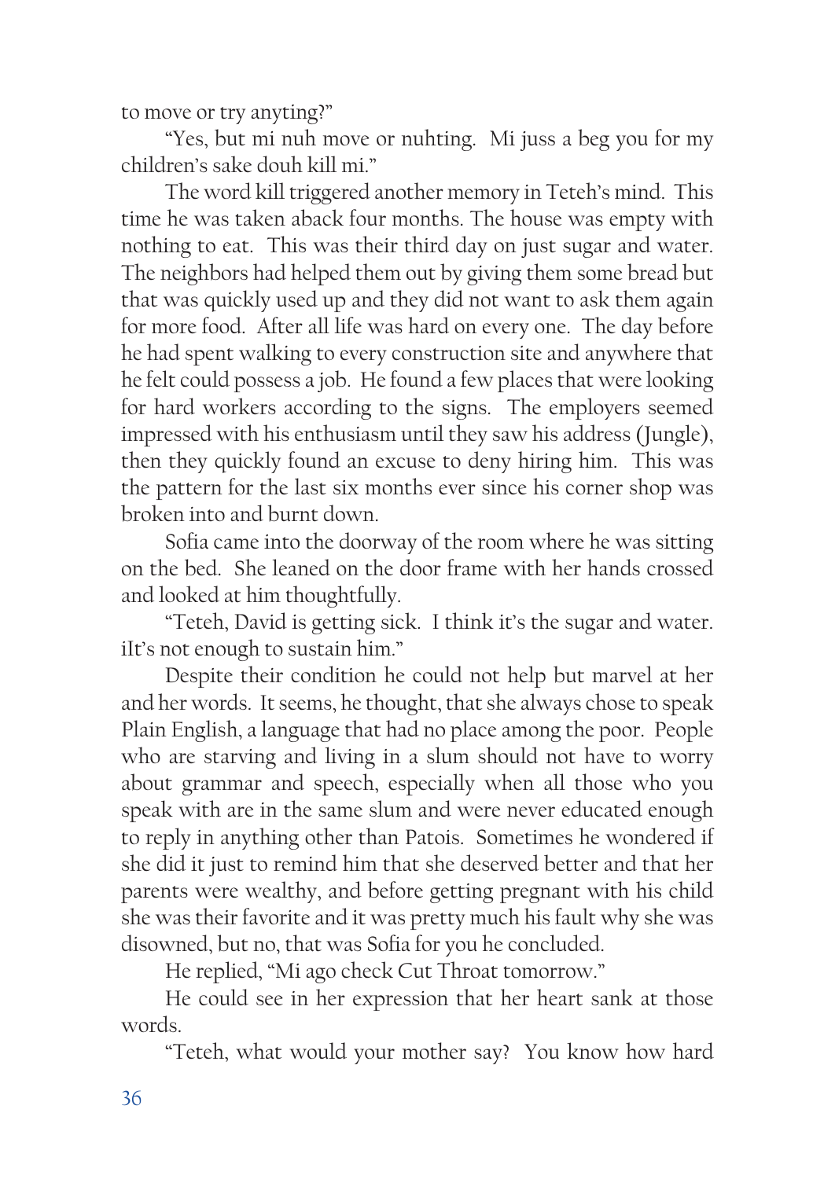to move or try anyting?"

"Yes, but mi nuh move or nuhting. Mi juss a beg you for my children's sake douh kill mi."

The word kill triggered another memory in Teteh's mind. This time he was taken aback four months. The house was empty with nothing to eat. This was their third day on just sugar and water. The neighbors had helped them out by giving them some bread but that was quickly used up and they did not want to ask them again for more food. After all life was hard on every one. The day before he had spent walking to every construction site and anywhere that he felt could possess a job. He found a few places that were looking for hard workers according to the signs. The employers seemed impressed with his enthusiasm until they saw his address (Jungle), then they quickly found an excuse to deny hiring him. This was the pattern for the last six months ever since his corner shop was broken into and burnt down.

Sofia came into the doorway of the room where he was sitting on the bed. She leaned on the door frame with her hands crossed and looked at him thoughtfully.

"Teteh, David is getting sick. I think it's the sugar and water. iIt's not enough to sustain him."

Despite their condition he could not help but marvel at her and her words. It seems, he thought, that she always chose to speak Plain English, a language that had no place among the poor. People who are starving and living in a slum should not have to worry about grammar and speech, especially when all those who you speak with are in the same slum and were never educated enough to reply in anything other than Patois. Sometimes he wondered if she did it just to remind him that she deserved better and that her parents were wealthy, and before getting pregnant with his child she was their favorite and it was pretty much his fault why she was disowned, but no, that was Sofia for you he concluded.

He replied, "Mi ago check Cut Throat tomorrow."

He could see in her expression that her heart sank at those words.

"Teteh, what would your mother say? You know how hard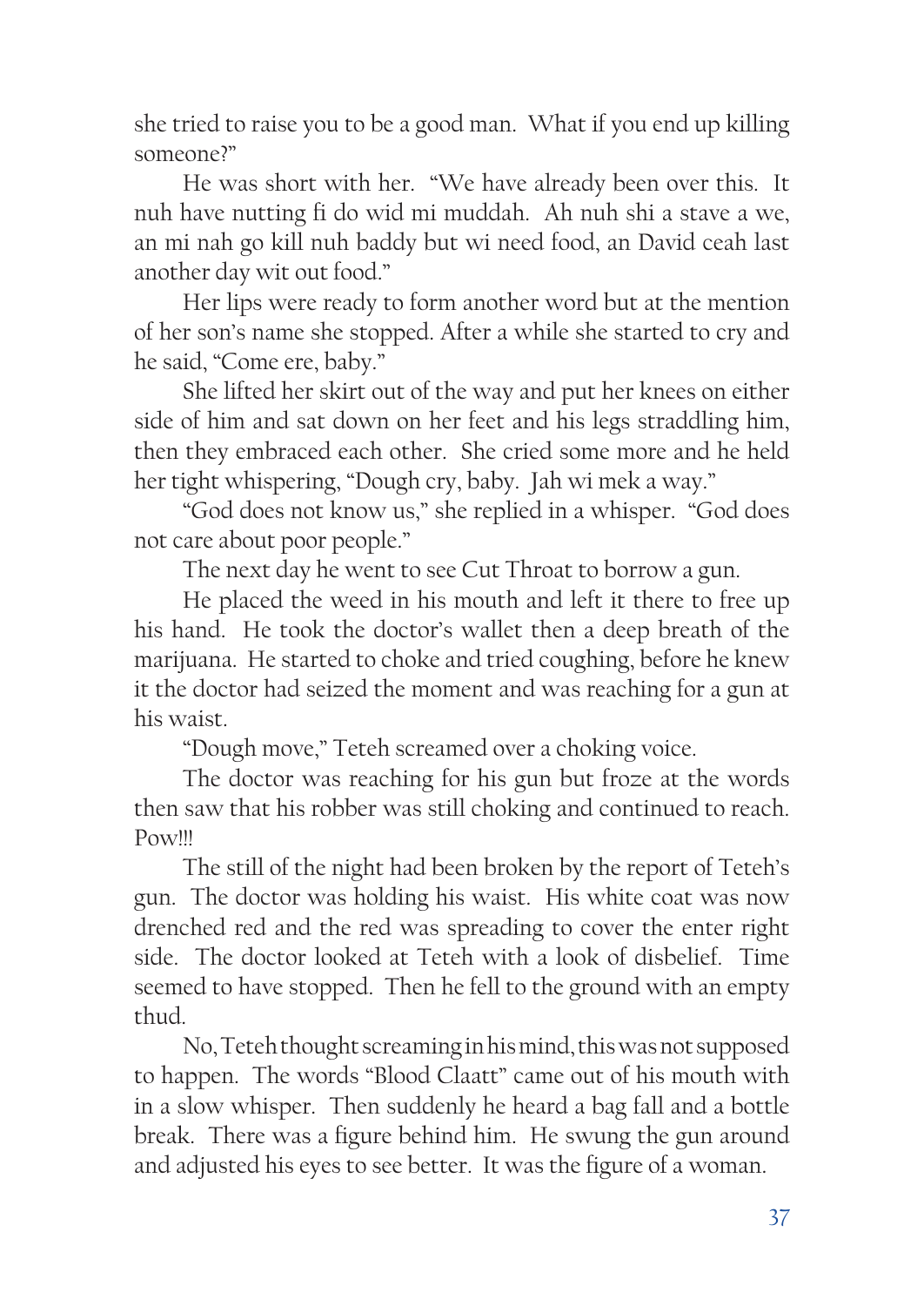she tried to raise you to be a good man. What if you end up killing someone?"

He was short with her. "We have already been over this. It nuh have nutting fi do wid mi muddah. Ah nuh shi a stave a we, an mi nah go kill nuh baddy but wi need food, an David ceah last another day wit out food."

Her lips were ready to form another word but at the mention of her son's name she stopped. After a while she started to cry and he said, "Come ere, baby."

She lifted her skirt out of the way and put her knees on either side of him and sat down on her feet and his legs straddling him, then they embraced each other. She cried some more and he held her tight whispering, "Dough cry, baby. Jah wi mek a way."

"God does not know us," she replied in a whisper. "God does not care about poor people."

The next day he went to see Cut Throat to borrow a gun.

He placed the weed in his mouth and left it there to free up his hand. He took the doctor's wallet then a deep breath of the marijuana. He started to choke and tried coughing, before he knew it the doctor had seized the moment and was reaching for a gun at his waist.

"Dough move," Teteh screamed over a choking voice.

The doctor was reaching for his gun but froze at the words then saw that his robber was still choking and continued to reach. Pow!!!

The still of the night had been broken by the report of Teteh's gun. The doctor was holding his waist. His white coat was now drenched red and the red was spreading to cover the enter right side. The doctor looked at Teteh with a look of disbelief. Time seemed to have stopped. Then he fell to the ground with an empty thud.

No, Teteh thought screaming in his mind, this was not supposed to happen. The words "Blood Claatt" came out of his mouth with in a slow whisper. Then suddenly he heard a bag fall and a bottle break. There was a figure behind him. He swung the gun around and adjusted his eyes to see better. It was the figure of a woman.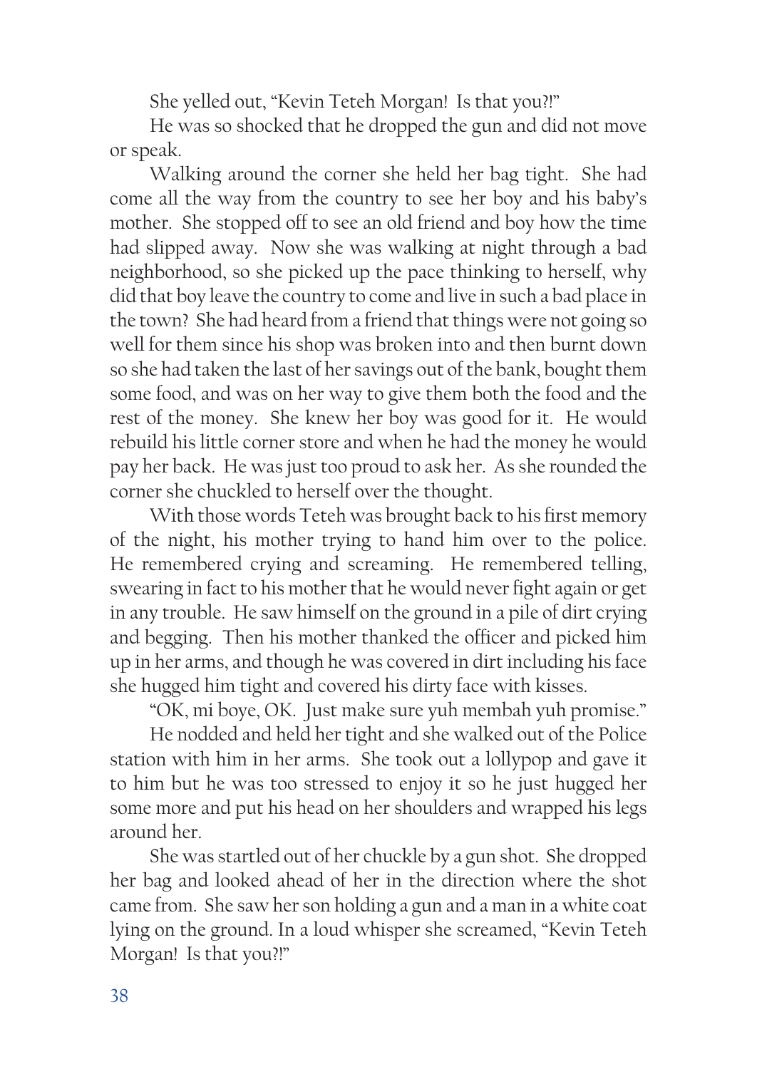She yelled out, "Kevin Teteh Morgan! Is that you?!"

He was so shocked that he dropped the gun and did not move or speak.

Walking around the corner she held her bag tight. She had come all the way from the country to see her boy and his baby's mother. She stopped off to see an old friend and boy how the time had slipped away. Now she was walking at night through a bad neighborhood, so she picked up the pace thinking to herself, why did that boy leave the country to come and live in such a bad place in the town? She had heard from a friend that things were not going so well for them since his shop was broken into and then burnt down so she had taken the last of her savings out of the bank, bought them some food, and was on her way to give them both the food and the rest of the money. She knew her boy was good for it. He would rebuild his little corner store and when he had the money he would pay her back. He was just too proud to ask her. As she rounded the corner she chuckled to herself over the thought.

With those words Teteh was brought back to his first memory of the night, his mother trying to hand him over to the police. He remembered crying and screaming. He remembered telling, swearing in fact to his mother that he would never fight again or get in any trouble. He saw himself on the ground in a pile of dirt crying and begging. Then his mother thanked the officer and picked him up in her arms, and though he was covered in dirt including his face she hugged him tight and covered his dirty face with kisses.

"OK, mi boye, OK. Just make sure yuh membah yuh promise."

He nodded and held her tight and she walked out of the Police station with him in her arms. She took out a lollypop and gave it to him but he was too stressed to enjoy it so he just hugged her some more and put his head on her shoulders and wrapped his legs around her.

She was startled out of her chuckle by a gun shot. She dropped her bag and looked ahead of her in the direction where the shot came from. She saw her son holding a gun and a man in a white coat lying on the ground. In a loud whisper she screamed, "Kevin Teteh Morgan! Is that you?!"